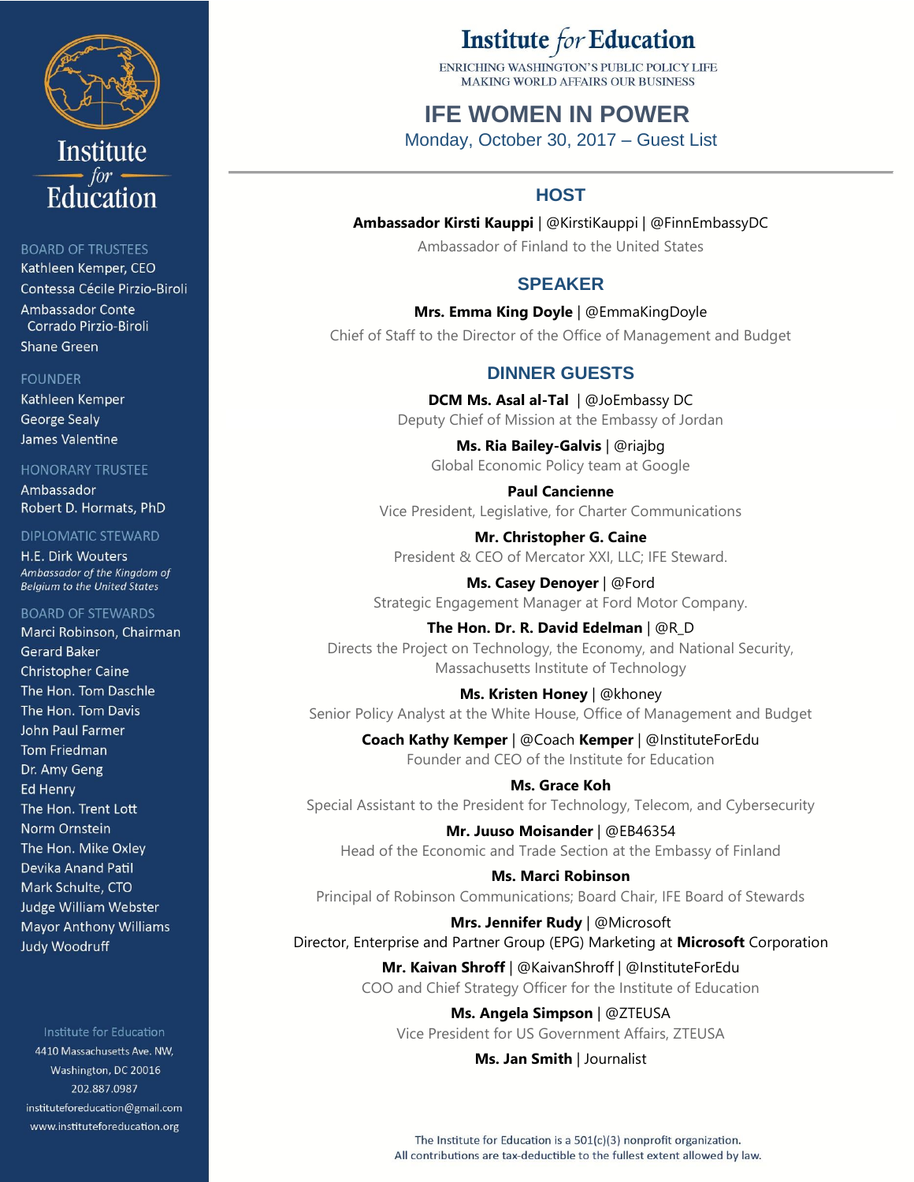# Institute *for* Education

ENRICHING WASHINGTON'S PUBLIC POLICY LIFE
MAKING WORLD AFFAIRS OUR BUSINESS

## IFE WOMEN IN POWER

Monday, October 30, 2017 – Guest List

### HOST

**Ambassador Kirsti Kauppi** | @KirstiKauppi | @FinnEmbassyDC
Ambassador of Finland to the United States

### SPEAKER

**Mrs. Emma King Doyle** | @EmmaKingDoyle
Chief of Staff to the Director of the Office of Management and Budget

### DINNER GUESTS

**DCM Ms. Asal al-Tal** | @JoEmbassy DC
Deputy Chief of Mission at the Embassy of Jordan

**Ms. Ria Bailey-Galvis** | @riajbg
Global Economic Policy team at Google

**Paul Cancienne**
Vice President, Legislative, for Charter Communications

**Mr. Christopher G. Caine**
President & CEO of Mercator XXI, LLC; IFE Steward.

**Ms. Casey Denoyer** | @Ford
Strategic Engagement Manager at Ford Motor Company.

**The Hon. Dr. R. David Edelman** | @R_D
Directs the Project on Technology, the Economy, and National Security, Massachusetts Institute of Technology

**Ms. Kristen Honey** | @khoney
Senior Policy Analyst at the White House, Office of Management and Budget

**Coach Kathy Kemper** | @Coach **Kemper** | @InstituteForEdu
Founder and CEO of the Institute for Education

**Ms. Grace Koh**
Special Assistant to the President for Technology, Telecom, and Cybersecurity

**Mr. Juuso Moisander** | @EB46354
Head of the Economic and Trade Section at the Embassy of Finland

**Ms. Marci Robinson**
Principal of Robinson Communications; Board Chair, IFE Board of Stewards

**Mrs. Jennifer Rudy** | @Microsoft
Director, Enterprise and Partner Group (EPG) Marketing at **Microsoft** Corporation

**Mr. Kaivan Shroff** | @KaivanShroff | @InstituteForEdu
COO and Chief Strategy Officer for the Institute of Education

**Ms. Angela Simpson** | @ZTEUSA
Vice President for US Government Affairs, ZTEUSA

**Ms. Jan Smith** | Journalist

---

Institute *for* Education

BOARD OF TRUSTEES
- Kathleen Kemper, CEO
- Contessa Cécile Pirzio-Biroli
- Ambassador Conte Corrado Pirzio-Biroli
- Shane Green

FOUNDER
- Kathleen Kemper
- George Sealy
- James Valentine

HONORARY TRUSTEE
- Ambassador Robert D. Hormats, PhD

DIPLOMATIC STEWARD
- H.E. Dirk Wouters
  *Ambassador of the Kingdom of Belgium to the United States*

BOARD OF STEWARDS
- Marci Robinson, Chairman
- Gerard Baker
- Christopher Caine
- The Hon. Tom Daschle
- The Hon. Tom Davis
- John Paul Farmer
- Tom Friedman
- Dr. Amy Geng
- Ed Henry
- The Hon. Trent Lott
- Norm Ornstein
- The Hon. Mike Oxley
- Devika Anand Patil
- Mark Schulte, CTO
- Judge William Webster
- Mayor Anthony Williams
- Judy Woodruff

Institute for Education
4410 Massachusetts Ave. NW,
Washington, DC 20016
202.887.0987
instituteforeducation@gmail.com
www.instituteforeducation.org

The Institute for Education is a 501(c)(3) nonprofit organization.
All contributions are tax-deductible to the fullest extent allowed by law.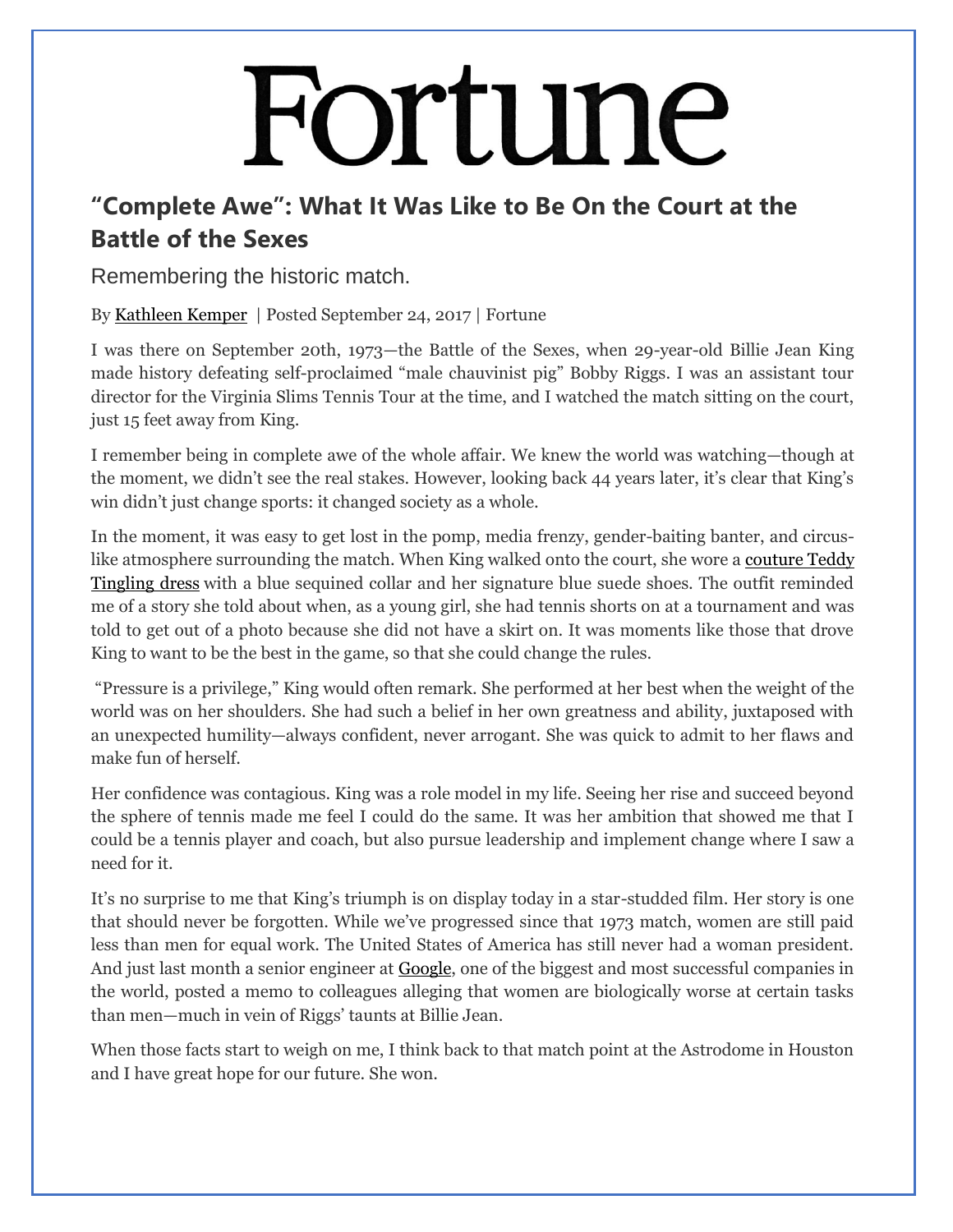# Fortune

## "Complete Awe": What It Was Like to Be On the Court at the Battle of the Sexes

Remembering the historic match.

By Kathleen Kemper | Posted September 24, 2017 | Fortune

I was there on September 20th, 1973—the Battle of the Sexes, when 29-year-old Billie Jean King made history defeating self-proclaimed "male chauvinist pig" Bobby Riggs. I was an assistant tour director for the Virginia Slims Tennis Tour at the time, and I watched the match sitting on the court, just 15 feet away from King.

I remember being in complete awe of the whole affair. We knew the world was watching—though at the moment, we didn't see the real stakes. However, looking back 44 years later, it's clear that King's win didn't just change sports: it changed society as a whole.

In the moment, it was easy to get lost in the pomp, media frenzy, gender-baiting banter, and circus-like atmosphere surrounding the match. When King walked onto the court, she wore a couture Teddy Tingling dress with a blue sequined collar and her signature blue suede shoes. The outfit reminded me of a story she told about when, as a young girl, she had tennis shorts on at a tournament and was told to get out of a photo because she did not have a skirt on. It was moments like those that drove King to want to be the best in the game, so that she could change the rules.

"Pressure is a privilege," King would often remark. She performed at her best when the weight of the world was on her shoulders. She had such a belief in her own greatness and ability, juxtaposed with an unexpected humility—always confident, never arrogant. She was quick to admit to her flaws and make fun of herself.

Her confidence was contagious. King was a role model in my life. Seeing her rise and succeed beyond the sphere of tennis made me feel I could do the same. It was her ambition that showed me that I could be a tennis player and coach, but also pursue leadership and implement change where I saw a need for it.

It's no surprise to me that King's triumph is on display today in a star-studded film. Her story is one that should never be forgotten. While we've progressed since that 1973 match, women are still paid less than men for equal work. The United States of America has still never had a woman president. And just last month a senior engineer at Google, one of the biggest and most successful companies in the world, posted a memo to colleagues alleging that women are biologically worse at certain tasks than men—much in vein of Riggs' taunts at Billie Jean.

When those facts start to weigh on me, I think back to that match point at the Astrodome in Houston and I have great hope for our future. She won.